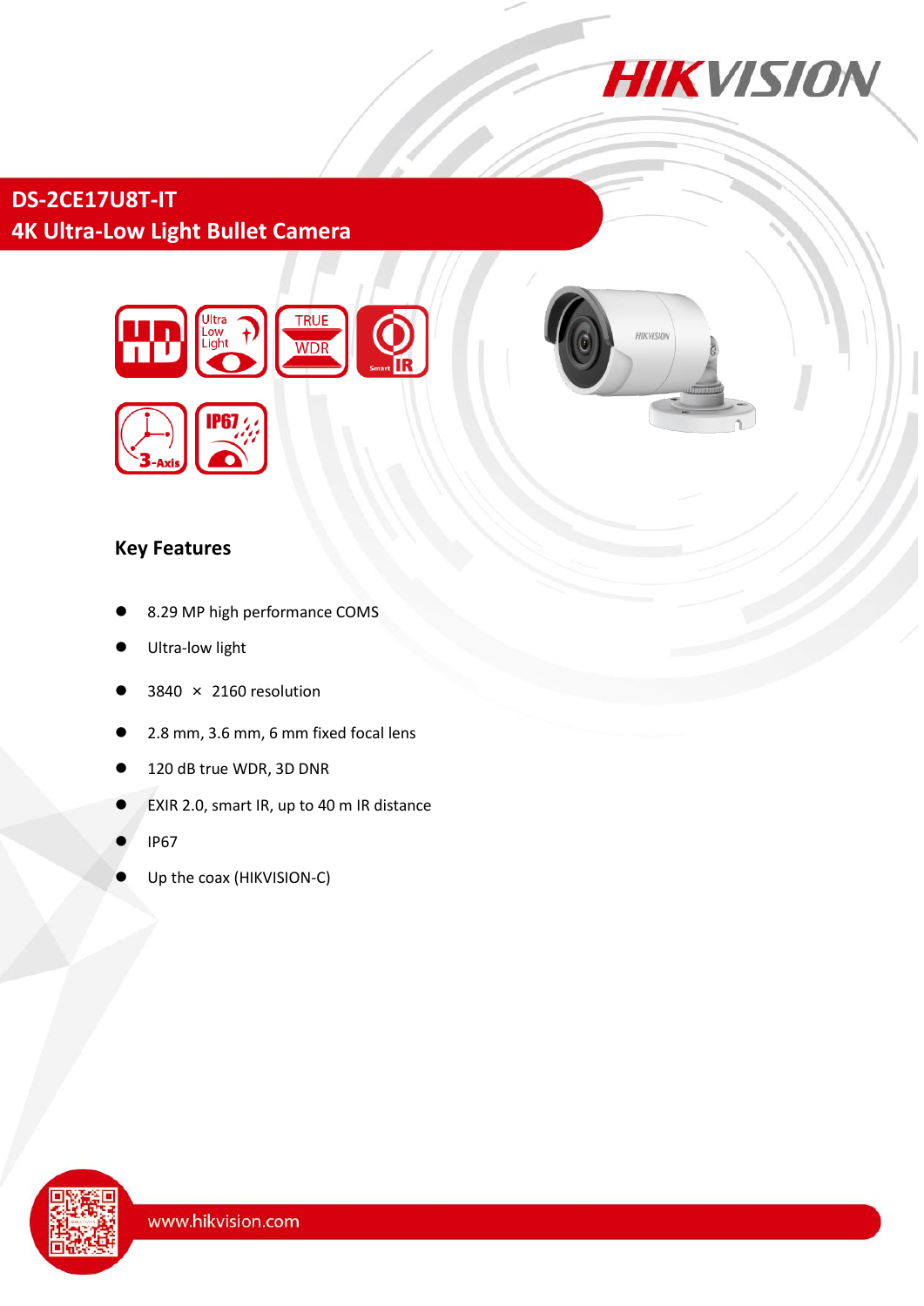# DS-2CE17U8T-IT

## 4K Ultra-Low Light Bullet Camera

### Key Features

- 8.29 MP high performance COMS
- Ultra-low light
- 3840 × 2160 resolution
- 2.8 mm, 3.6 mm, 6 mm fixed focal lens
- 120 dB true WDR, 3D DNR
- EXIR 2.0, smart IR, up to 40 m IR distance
- IP67
- Up the coax (HIKVISION-C)

www.hikvision.com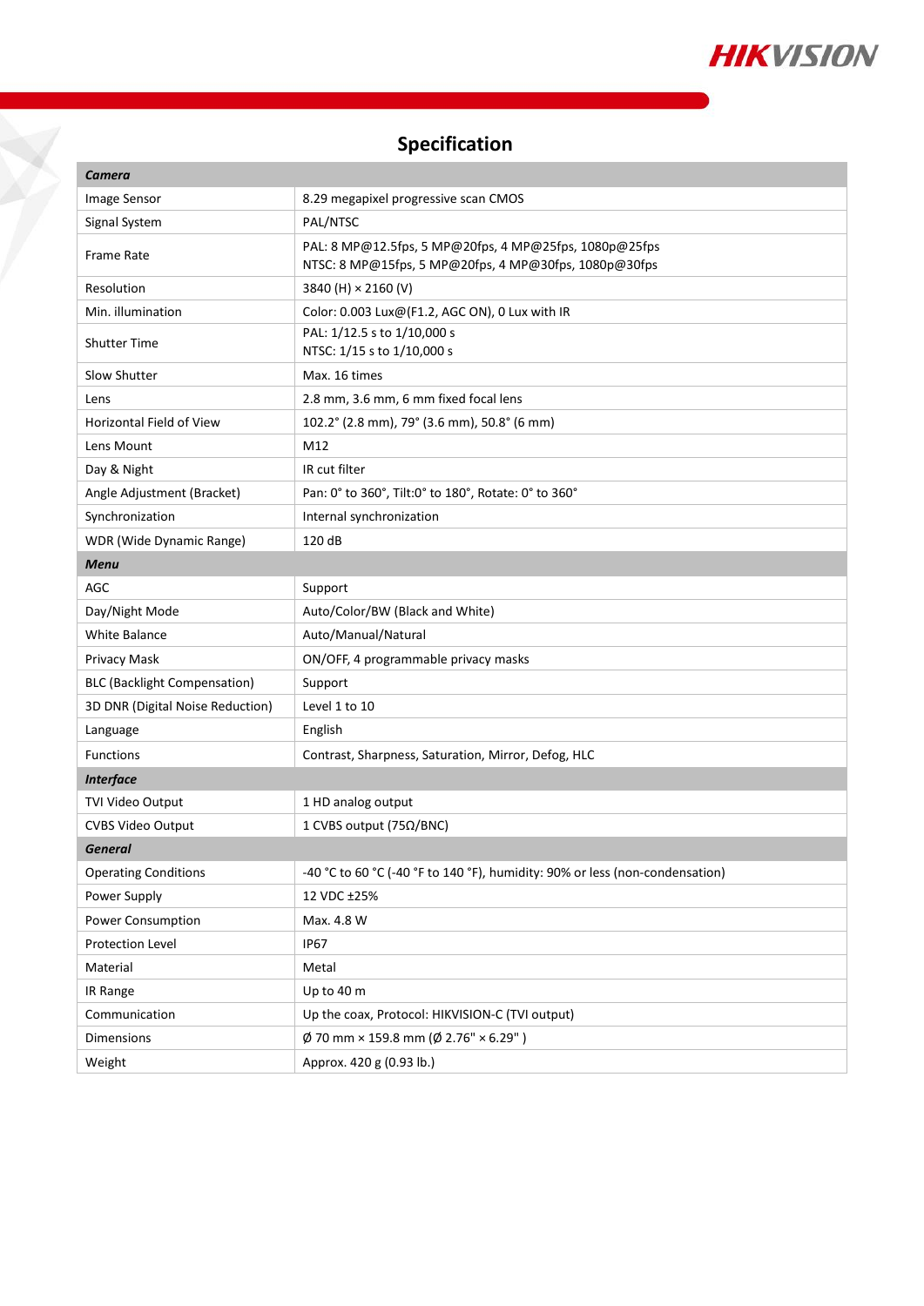## Specification

| ***Camera*** | |
|---|---|
| Image Sensor | 8.29 megapixel progressive scan CMOS |
| Signal System | PAL/NTSC |
| Frame Rate | PAL: 8 MP@12.5fps, 5 MP@20fps, 4 MP@25fps, 1080p@25fps<br>NTSC: 8 MP@15fps, 5 MP@20fps, 4 MP@30fps, 1080p@30fps |
| Resolution | 3840 (H) × 2160 (V) |
| Min. illumination | Color: 0.003 Lux@(F1.2, AGC ON), 0 Lux with IR |
| Shutter Time | PAL: 1/12.5 s to 1/10,000 s<br>NTSC: 1/15 s to 1/10,000 s |
| Slow Shutter | Max. 16 times |
| Lens | 2.8 mm, 3.6 mm, 6 mm fixed focal lens |
| Horizontal Field of View | 102.2° (2.8 mm), 79° (3.6 mm), 50.8° (6 mm) |
| Lens Mount | M12 |
| Day & Night | IR cut filter |
| Angle Adjustment (Bracket) | Pan: 0° to 360°, Tilt:0° to 180°, Rotate: 0° to 360° |
| Synchronization | Internal synchronization |
| WDR (Wide Dynamic Range) | 120 dB |
| ***Menu*** | |
| AGC | Support |
| Day/Night Mode | Auto/Color/BW (Black and White) |
| White Balance | Auto/Manual/Natural |
| Privacy Mask | ON/OFF, 4 programmable privacy masks |
| BLC (Backlight Compensation) | Support |
| 3D DNR (Digital Noise Reduction) | Level 1 to 10 |
| Language | English |
| Functions | Contrast, Sharpness, Saturation, Mirror, Defog, HLC |
| ***Interface*** | |
| TVI Video Output | 1 HD analog output |
| CVBS Video Output | 1 CVBS output (75Ω/BNC) |
| ***General*** | |
| Operating Conditions | -40 °C to 60 °C (-40 °F to 140 °F), humidity: 90% or less (non-condensation) |
| Power Supply | 12 VDC ±25% |
| Power Consumption | Max. 4.8 W |
| Protection Level | IP67 |
| Material | Metal |
| IR Range | Up to 40 m |
| Communication | Up the coax, Protocol: HIKVISION-C (TVI output) |
| Dimensions | Ø 70 mm × 159.8 mm (Ø 2.76" × 6.29" ) |
| Weight | Approx. 420 g (0.93 lb.) |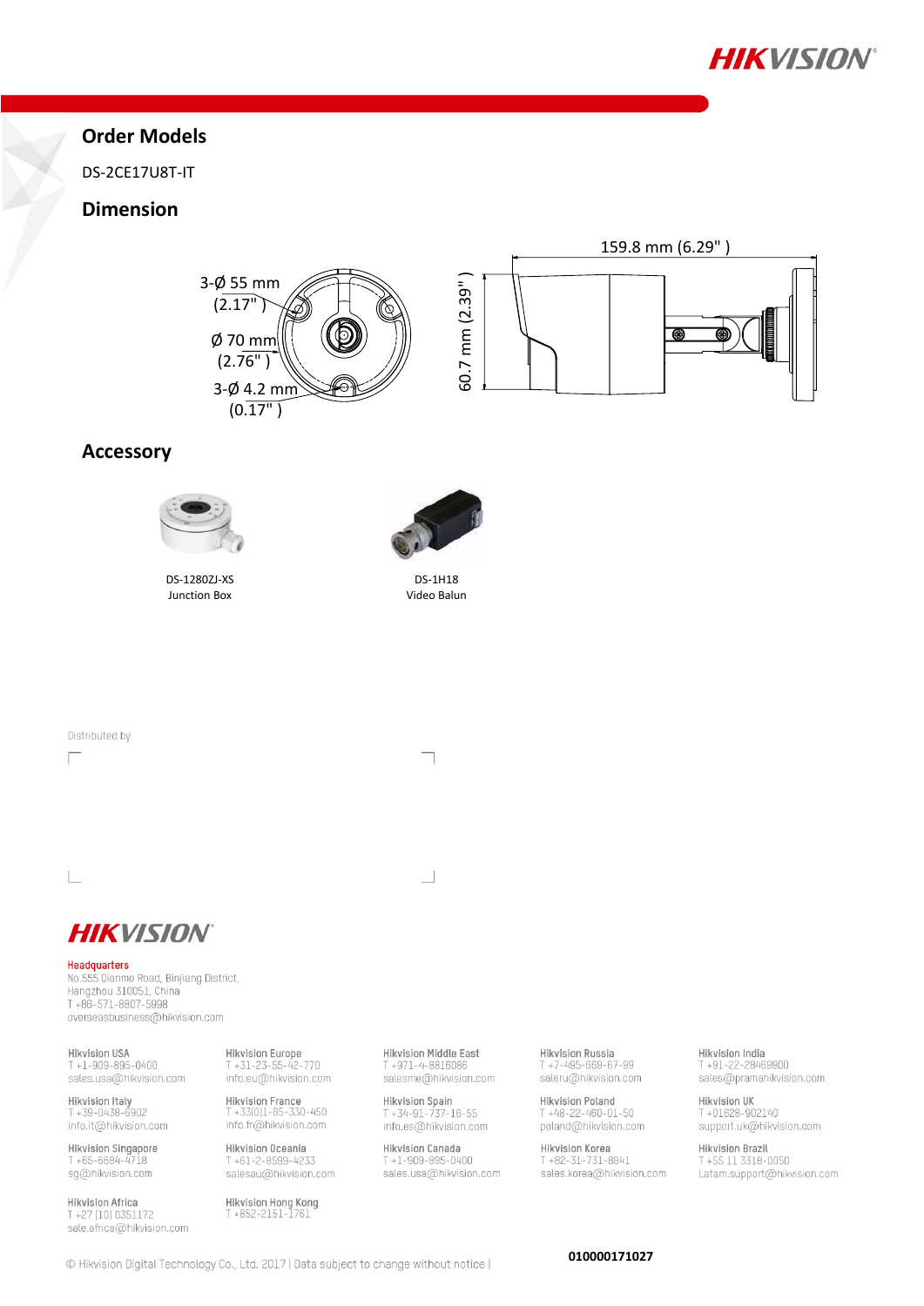## Order Models

DS-2CE17U8T-IT

## Dimension

3-Ø 55 mm (2.17")

Ø 70 mm (2.76")

3-Ø 4.2 mm (0.17")

159.8 mm (6.29")

60.7 mm (2.39")

## Accessory

DS-1280ZJ-XS
Junction Box

DS-1H18
Video Balun

Distributed by

**Headquarters**
No.555 Qianmo Road, Binjiang District, Hangzhou 310051, China
T +86-571-8807-5998
overseasbusiness@hikvision.com

**Hikvision USA**
T +1-909-895-0400
sales.usa@hikvision.com

**Hikvision Italy**
T +39-0438-6902
info.it@hikvision.com

**Hikvision Singapore**
T +65-6684-4718
sg@hikvision.com

**Hikvision Africa**
T +27 (10) 0351172
sale.africa@hikvision.com

**Hikvision Europe**
T +31-23-55-42-770
info.eu@hikvision.com

**Hikvision France**
T +33(0)1-85-330-450
info.fr@hikvision.com

**Hikvision Oceania**
T +61-2-8599-4233
salesau@hikvision.com

**Hikvision Hong Kong**
T +852-2151-1761

**Hikvision Middle East**
T +971-4-8816086
salesme@hikvision.com

**Hikvision Spain**
T +34-91-737-16-55
info.es@hikvision.com

**Hikvision Canada**
T +1-909-895-0400
sales.usa@hikvision.com

**Hikvision Russia**
T +7-495-669-67-99
saleru@hikvision.com

**Hikvision Poland**
T +48-22-460-01-50
poland@hikvision.com

**Hikvision Korea**
T +82-31-731-8841
sales.korea@hikvision.com

**Hikvision India**
T +91-22-28469900
sales@pramahikvision.com

**Hikvision UK**
T +01628-902140
support.uk@hikvision.com

**Hikvision Brazil**
T +55 11 3318-0050
Latam.support@hikvision.com

© Hikvision Digital Technology Co., Ltd. 2017 | Data subject to change without notice |

**010000171027**